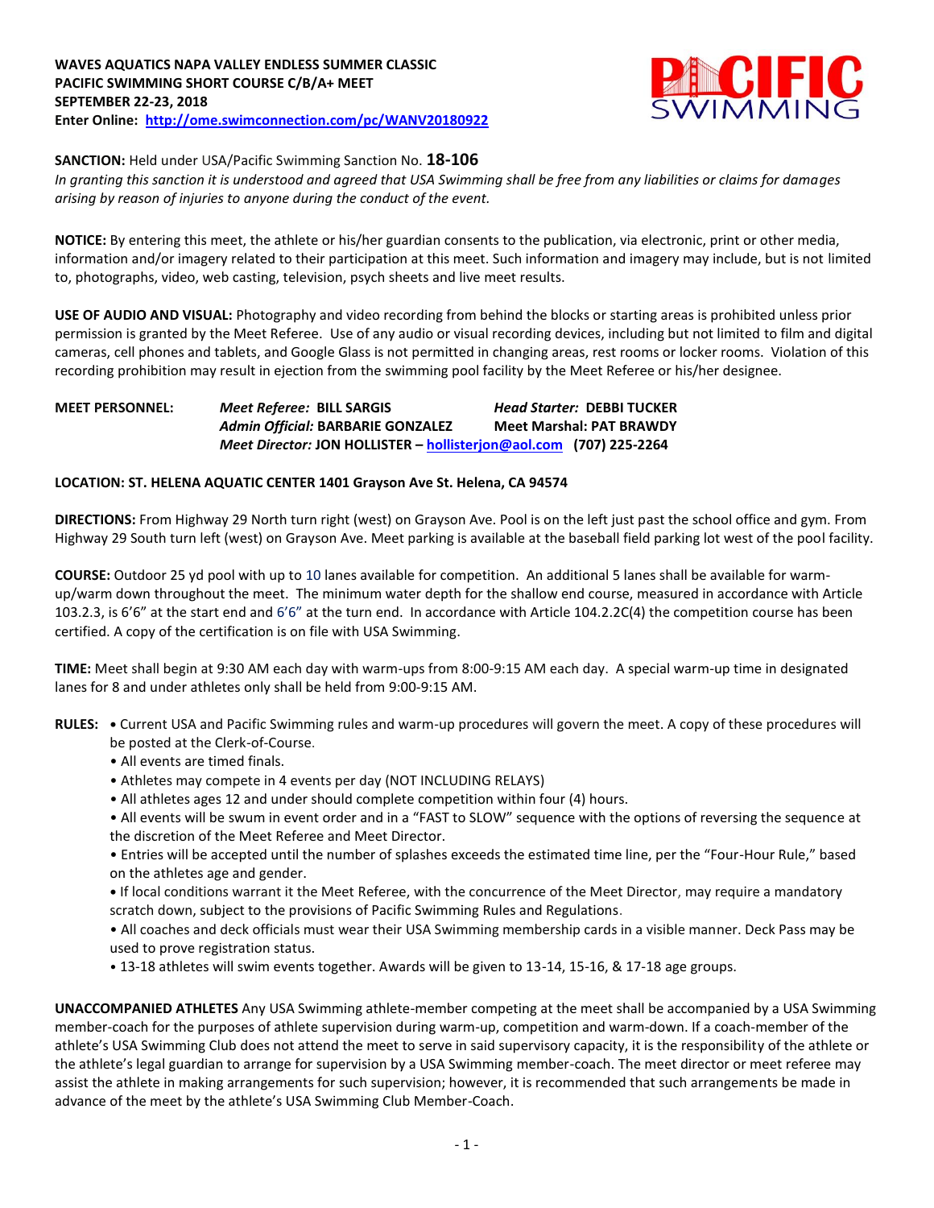**WAVES AQUATICS NAPA VALLEY ENDLESS SUMMER CLASSIC**
**PACIFIC SWIMMING SHORT COURSE C/B/A+ MEET**
**SEPTEMBER 22-23, 2018**
**Enter Online: [http://ome.swimconnection.com/pc/WANV20180922](http://ome.swimconnection.com/pc/WANV20180922)**

PACIFIC SWIMMING

**SANCTION:** Held under USA/Pacific Swimming Sanction No. **18-106**
*In granting this sanction it is understood and agreed that USA Swimming shall be free from any liabilities or claims for damages arising by reason of injuries to anyone during the conduct of the event.*

**NOTICE:** By entering this meet, the athlete or his/her guardian consents to the publication, via electronic, print or other media, information and/or imagery related to their participation at this meet. Such information and imagery may include, but is not limited to, photographs, video, web casting, television, psych sheets and live meet results.

**USE OF AUDIO AND VISUAL:** Photography and video recording from behind the blocks or starting areas is prohibited unless prior permission is granted by the Meet Referee. Use of any audio or visual recording devices, including but not limited to film and digital cameras, cell phones and tablets, and Google Glass is not permitted in changing areas, rest rooms or locker rooms. Violation of this recording prohibition may result in ejection from the swimming pool facility by the Meet Referee or his/her designee.

**MEET PERSONNEL:** *Meet Referee:* **BILL SARGIS** *Head Starter:* **DEBBI TUCKER**
*Admin Official:* **BARBARIE GONZALEZ** **Meet Marshal: PAT BRAWDY**
*Meet Director:* **JON HOLLISTER – [hollisterjon@aol.com](mailto:hollisterjon@aol.com) (707) 225-2264**

**LOCATION: ST. HELENA AQUATIC CENTER 1401 Grayson Ave St. Helena, CA 94574**

**DIRECTIONS:** From Highway 29 North turn right (west) on Grayson Ave. Pool is on the left just past the school office and gym. From Highway 29 South turn left (west) on Grayson Ave. Meet parking is available at the baseball field parking lot west of the pool facility.

**COURSE:** Outdoor 25 yd pool with up to 10 lanes available for competition. An additional 5 lanes shall be available for warm-up/warm down throughout the meet. The minimum water depth for the shallow end course, measured in accordance with Article 103.2.3, is 6'6" at the start end and 6'6" at the turn end. In accordance with Article 104.2.2C(4) the competition course has been certified. A copy of the certification is on file with USA Swimming.

**TIME:** Meet shall begin at 9:30 AM each day with warm-ups from 8:00-9:15 AM each day. A special warm-up time in designated lanes for 8 and under athletes only shall be held from 9:00-9:15 AM.

**RULES:**
- Current USA and Pacific Swimming rules and warm-up procedures will govern the meet. A copy of these procedures will be posted at the Clerk-of-Course.
- All events are timed finals.
- Athletes may compete in 4 events per day (NOT INCLUDING RELAYS)
- All athletes ages 12 and under should complete competition within four (4) hours.
- All events will be swum in event order and in a "FAST to SLOW" sequence with the options of reversing the sequence at the discretion of the Meet Referee and Meet Director.
- Entries will be accepted until the number of splashes exceeds the estimated time line, per the "Four-Hour Rule," based on the athletes age and gender.
- If local conditions warrant it the Meet Referee, with the concurrence of the Meet Director, may require a mandatory scratch down, subject to the provisions of Pacific Swimming Rules and Regulations.
- All coaches and deck officials must wear their USA Swimming membership cards in a visible manner. Deck Pass may be used to prove registration status.
- 13-18 athletes will swim events together. Awards will be given to 13-14, 15-16, & 17-18 age groups.

**UNACCOMPANIED ATHLETES** Any USA Swimming athlete-member competing at the meet shall be accompanied by a USA Swimming member-coach for the purposes of athlete supervision during warm-up, competition and warm-down. If a coach-member of the athlete's USA Swimming Club does not attend the meet to serve in said supervisory capacity, it is the responsibility of the athlete or the athlete's legal guardian to arrange for supervision by a USA Swimming member-coach. The meet director or meet referee may assist the athlete in making arrangements for such supervision; however, it is recommended that such arrangements be made in advance of the meet by the athlete's USA Swimming Club Member-Coach.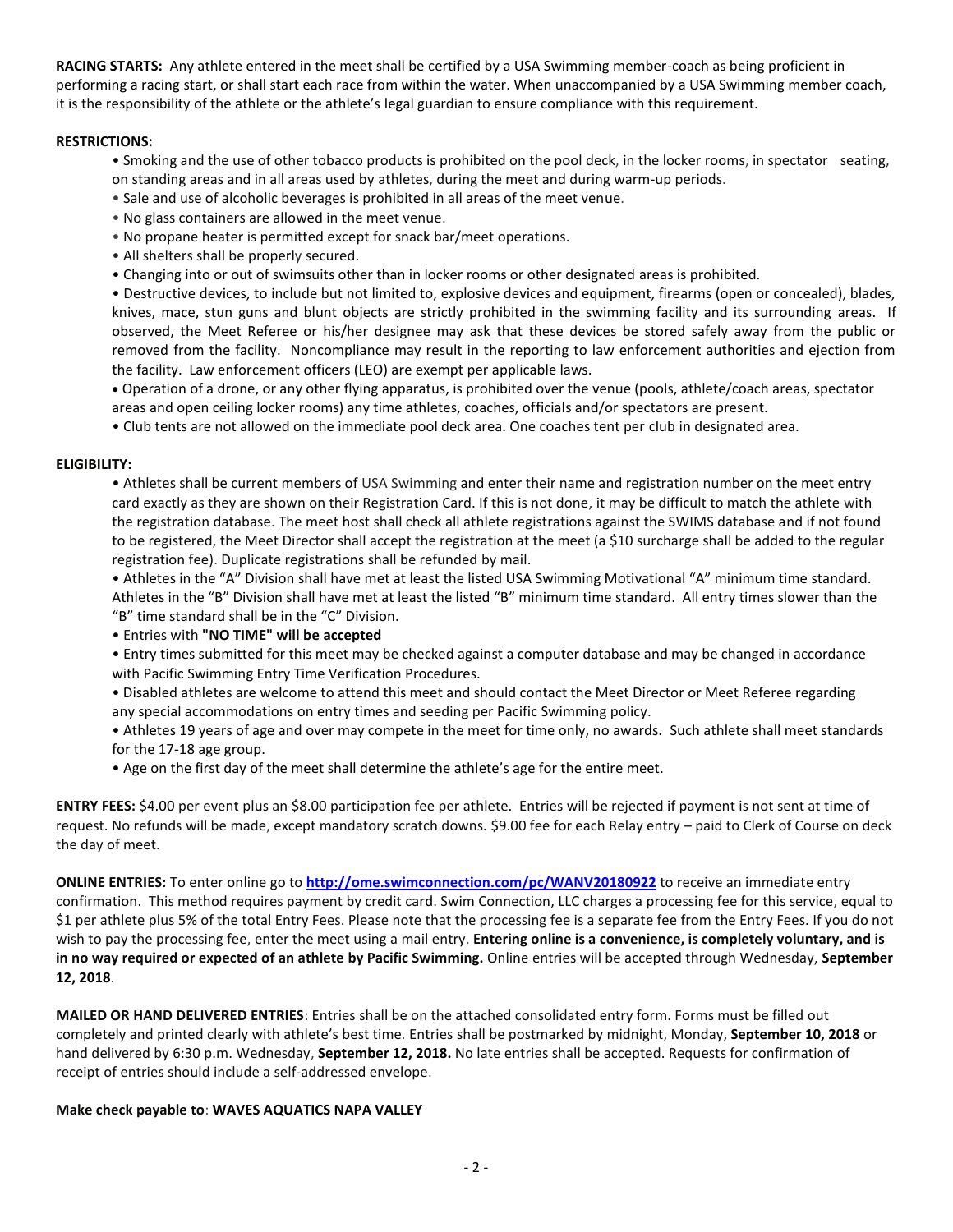**RACING STARTS:** Any athlete entered in the meet shall be certified by a USA Swimming member-coach as being proficient in performing a racing start, or shall start each race from within the water. When unaccompanied by a USA Swimming member coach, it is the responsibility of the athlete or the athlete's legal guardian to ensure compliance with this requirement.

**RESTRICTIONS:**

- Smoking and the use of other tobacco products is prohibited on the pool deck, in the locker rooms, in spectator seating, on standing areas and in all areas used by athletes, during the meet and during warm-up periods.
- Sale and use of alcoholic beverages is prohibited in all areas of the meet venue.
- No glass containers are allowed in the meet venue.
- No propane heater is permitted except for snack bar/meet operations.
- All shelters shall be properly secured.
- Changing into or out of swimsuits other than in locker rooms or other designated areas is prohibited.
- Destructive devices, to include but not limited to, explosive devices and equipment, firearms (open or concealed), blades, knives, mace, stun guns and blunt objects are strictly prohibited in the swimming facility and its surrounding areas. If observed, the Meet Referee or his/her designee may ask that these devices be stored safely away from the public or removed from the facility. Noncompliance may result in the reporting to law enforcement authorities and ejection from the facility. Law enforcement officers (LEO) are exempt per applicable laws.
- Operation of a drone, or any other flying apparatus, is prohibited over the venue (pools, athlete/coach areas, spectator areas and open ceiling locker rooms) any time athletes, coaches, officials and/or spectators are present.
- Club tents are not allowed on the immediate pool deck area. One coaches tent per club in designated area.

**ELIGIBILITY:**

- Athletes shall be current members of USA Swimming and enter their name and registration number on the meet entry card exactly as they are shown on their Registration Card. If this is not done, it may be difficult to match the athlete with the registration database. The meet host shall check all athlete registrations against the SWIMS database and if not found to be registered, the Meet Director shall accept the registration at the meet (a $10 surcharge shall be added to the regular registration fee). Duplicate registrations shall be refunded by mail.
- Athletes in the "A" Division shall have met at least the listed USA Swimming Motivational "A" minimum time standard. Athletes in the "B" Division shall have met at least the listed "B" minimum time standard. All entry times slower than the "B" time standard shall be in the "C" Division.
- Entries with **"NO TIME" will be accepted**
- Entry times submitted for this meet may be checked against a computer database and may be changed in accordance with Pacific Swimming Entry Time Verification Procedures.
- Disabled athletes are welcome to attend this meet and should contact the Meet Director or Meet Referee regarding any special accommodations on entry times and seeding per Pacific Swimming policy.
- Athletes 19 years of age and over may compete in the meet for time only, no awards. Such athlete shall meet standards for the 17-18 age group.
- Age on the first day of the meet shall determine the athlete's age for the entire meet.

**ENTRY FEES:** $4.00 per event plus an $8.00 participation fee per athlete. Entries will be rejected if payment is not sent at time of request. No refunds will be made, except mandatory scratch downs. $9.00 fee for each Relay entry – paid to Clerk of Course on deck the day of meet.

**ONLINE ENTRIES:** To enter online go to **http://ome.swimconnection.com/pc/WANV20180922** to receive an immediate entry confirmation. This method requires payment by credit card. Swim Connection, LLC charges a processing fee for this service, equal to $1 per athlete plus 5% of the total Entry Fees. Please note that the processing fee is a separate fee from the Entry Fees. If you do not wish to pay the processing fee, enter the meet using a mail entry. **Entering online is a convenience, is completely voluntary, and is in no way required or expected of an athlete by Pacific Swimming.** Online entries will be accepted through Wednesday, **September 12, 2018**.

**MAILED OR HAND DELIVERED ENTRIES**: Entries shall be on the attached consolidated entry form. Forms must be filled out completely and printed clearly with athlete's best time. Entries shall be postmarked by midnight, Monday, **September 10, 2018** or hand delivered by 6:30 p.m. Wednesday, **September 12, 2018.** No late entries shall be accepted. Requests for confirmation of receipt of entries should include a self-addressed envelope.

**Make check payable to**: **WAVES AQUATICS NAPA VALLEY**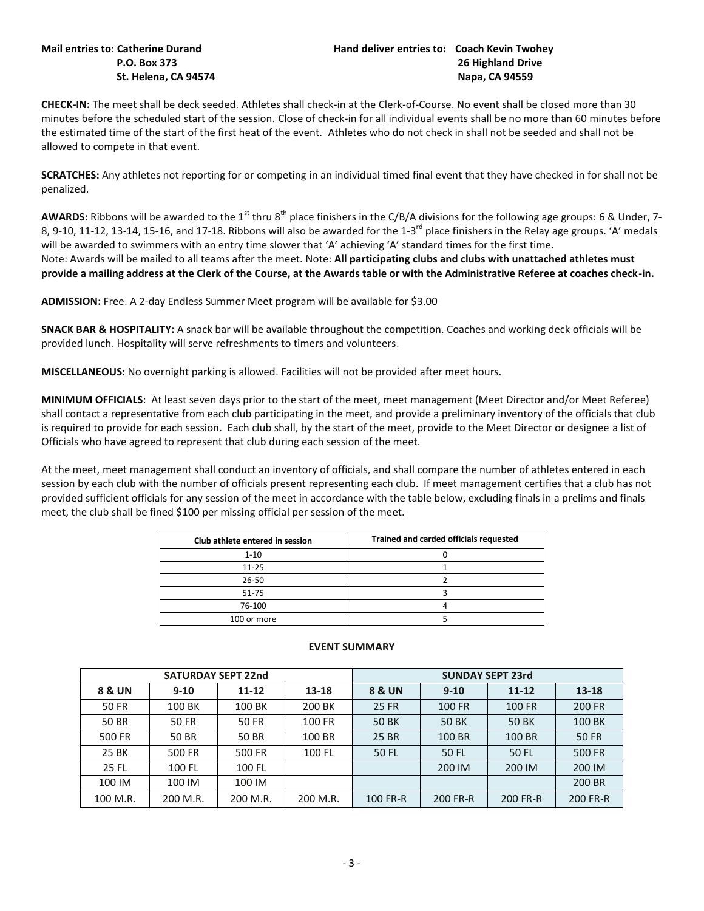**Mail entries to**: **Catherine Durand**
**P.O. Box 373**
**St. Helena, CA 94574**

**Hand deliver entries to: Coach Kevin Twohey**
**26 Highland Drive**
**Napa, CA 94559**

**CHECK-IN:** The meet shall be deck seeded. Athletes shall check-in at the Clerk-of-Course. No event shall be closed more than 30 minutes before the scheduled start of the session. Close of check-in for all individual events shall be no more than 60 minutes before the estimated time of the start of the first heat of the event. Athletes who do not check in shall not be seeded and shall not be allowed to compete in that event.

**SCRATCHES:** Any athletes not reporting for or competing in an individual timed final event that they have checked in for shall not be penalized.

**AWARDS:** Ribbons will be awarded to the 1st thru 8th place finishers in the C/B/A divisions for the following age groups: 6 & Under, 7-8, 9-10, 11-12, 13-14, 15-16, and 17-18. Ribbons will also be awarded for the 1-3rd place finishers in the Relay age groups. 'A' medals will be awarded to swimmers with an entry time slower that 'A' achieving 'A' standard times for the first time.
Note: Awards will be mailed to all teams after the meet. Note: **All participating clubs and clubs with unattached athletes must provide a mailing address at the Clerk of the Course, at the Awards table or with the Administrative Referee at coaches check-in.**

**ADMISSION:** Free. A 2-day Endless Summer Meet program will be available for $3.00

**SNACK BAR & HOSPITALITY:** A snack bar will be available throughout the competition. Coaches and working deck officials will be provided lunch. Hospitality will serve refreshments to timers and volunteers.

**MISCELLANEOUS:** No overnight parking is allowed. Facilities will not be provided after meet hours.

**MINIMUM OFFICIALS**: At least seven days prior to the start of the meet, meet management (Meet Director and/or Meet Referee) shall contact a representative from each club participating in the meet, and provide a preliminary inventory of the officials that club is required to provide for each session. Each club shall, by the start of the meet, provide to the Meet Director or designee a list of Officials who have agreed to represent that club during each session of the meet.

At the meet, meet management shall conduct an inventory of officials, and shall compare the number of athletes entered in each session by each club with the number of officials present representing each club. If meet management certifies that a club has not provided sufficient officials for any session of the meet in accordance with the table below, excluding finals in a prelims and finals meet, the club shall be fined $100 per missing official per session of the meet.

| Club athlete entered in session | Trained and carded officials requested |
|---|---|
| 1-10 | 0 |
| 11-25 | 1 |
| 26-50 | 2 |
| 51-75 | 3 |
| 76-100 | 4 |
| 100 or more | 5 |

**EVENT SUMMARY**

| SATURDAY SEPT 22nd | | | | SUNDAY SEPT 23rd | | | |
|---|---|---|---|---|---|---|---|
| **8 & UN** | **9-10** | **11-12** | **13-18** | **8 & UN** | **9-10** | **11-12** | **13-18** |
| 50 FR | 100 BK | 100 BK | 200 BK | 25 FR | 100 FR | 100 FR | 200 FR |
| 50 BR | 50 FR | 50 FR | 100 FR | 50 BK | 50 BK | 50 BK | 100 BK |
| 500 FR | 50 BR | 50 BR | 100 BR | 25 BR | 100 BR | 100 BR | 50 FR |
| 25 BK | 500 FR | 500 FR | 100 FL | 50 FL | 50 FL | 50 FL | 500 FR |
| 25 FL | 100 FL | 100 FL | | | 200 IM | 200 IM | 200 IM |
| 100 IM | 100 IM | 100 IM | | | | | 200 BR |
| 100 M.R. | 200 M.R. | 200 M.R. | 200 M.R. | 100 FR-R | 200 FR-R | 200 FR-R | 200 FR-R |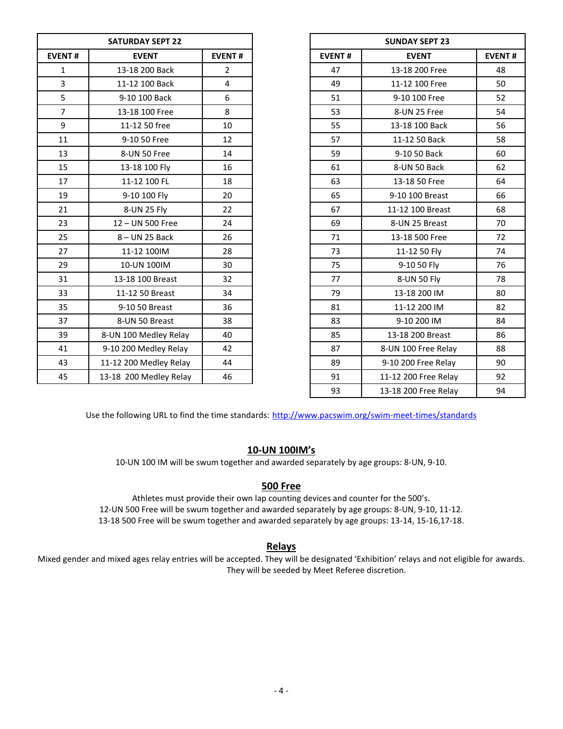| SATURDAY SEPT 22 | | |
|---|---|---|
| EVENT # | EVENT | EVENT # |
| 1 | 13-18 200 Back | 2 |
| 3 | 11-12 100 Back | 4 |
| 5 | 9-10 100 Back | 6 |
| 7 | 13-18 100 Free | 8 |
| 9 | 11-12 50 free | 10 |
| 11 | 9-10 50 Free | 12 |
| 13 | 8-UN 50 Free | 14 |
| 15 | 13-18 100 Fly | 16 |
| 17 | 11-12 100 FL | 18 |
| 19 | 9-10 100 Fly | 20 |
| 21 | 8-UN 25 Fly | 22 |
| 23 | 12 – UN 500 Free | 24 |
| 25 | 8 – UN 25 Back | 26 |
| 27 | 11-12 100IM | 28 |
| 29 | 10-UN 100IM | 30 |
| 31 | 13-18 100 Breast | 32 |
| 33 | 11-12 50 Breast | 34 |
| 35 | 9-10 50 Breast | 36 |
| 37 | 8-UN 50 Breast | 38 |
| 39 | 8-UN 100 Medley Relay | 40 |
| 41 | 9-10 200 Medley Relay | 42 |
| 43 | 11-12 200 Medley Relay | 44 |
| 45 | 13-18 200 Medley Relay | 46 |

| SUNDAY SEPT 23 | | |
|---|---|---|
| EVENT # | EVENT | EVENT # |
| 47 | 13-18 200 Free | 48 |
| 49 | 11-12 100 Free | 50 |
| 51 | 9-10 100 Free | 52 |
| 53 | 8-UN 25 Free | 54 |
| 55 | 13-18 100 Back | 56 |
| 57 | 11-12 50 Back | 58 |
| 59 | 9-10 50 Back | 60 |
| 61 | 8-UN 50 Back | 62 |
| 63 | 13-18 50 Free | 64 |
| 65 | 9-10 100 Breast | 66 |
| 67 | 11-12 100 Breast | 68 |
| 69 | 8-UN 25 Breast | 70 |
| 71 | 13-18 500 Free | 72 |
| 73 | 11-12 50 Fly | 74 |
| 75 | 9-10 50 Fly | 76 |
| 77 | 8-UN 50 Fly | 78 |
| 79 | 13-18 200 IM | 80 |
| 81 | 11-12 200 IM | 82 |
| 83 | 9-10 200 IM | 84 |
| 85 | 13-18 200 Breast | 86 |
| 87 | 8-UN 100 Free Relay | 88 |
| 89 | 9-10 200 Free Relay | 90 |
| 91 | 11-12 200 Free Relay | 92 |
| 93 | 13-18 200 Free Relay | 94 |

Use the following URL to find the time standards: http://www.pacswim.org/swim-meet-times/standards

## 10-UN 100IM's

10-UN 100 IM will be swum together and awarded separately by age groups: 8-UN, 9-10.

## 500 Free

Athletes must provide their own lap counting devices and counter for the 500's.
12-UN 500 Free will be swum together and awarded separately by age groups: 8-UN, 9-10, 11-12.
13-18 500 Free will be swum together and awarded separately by age groups: 13-14, 15-16,17-18.

## Relays

Mixed gender and mixed ages relay entries will be accepted. They will be designated 'Exhibition' relays and not eligible for awards. They will be seeded by Meet Referee discretion.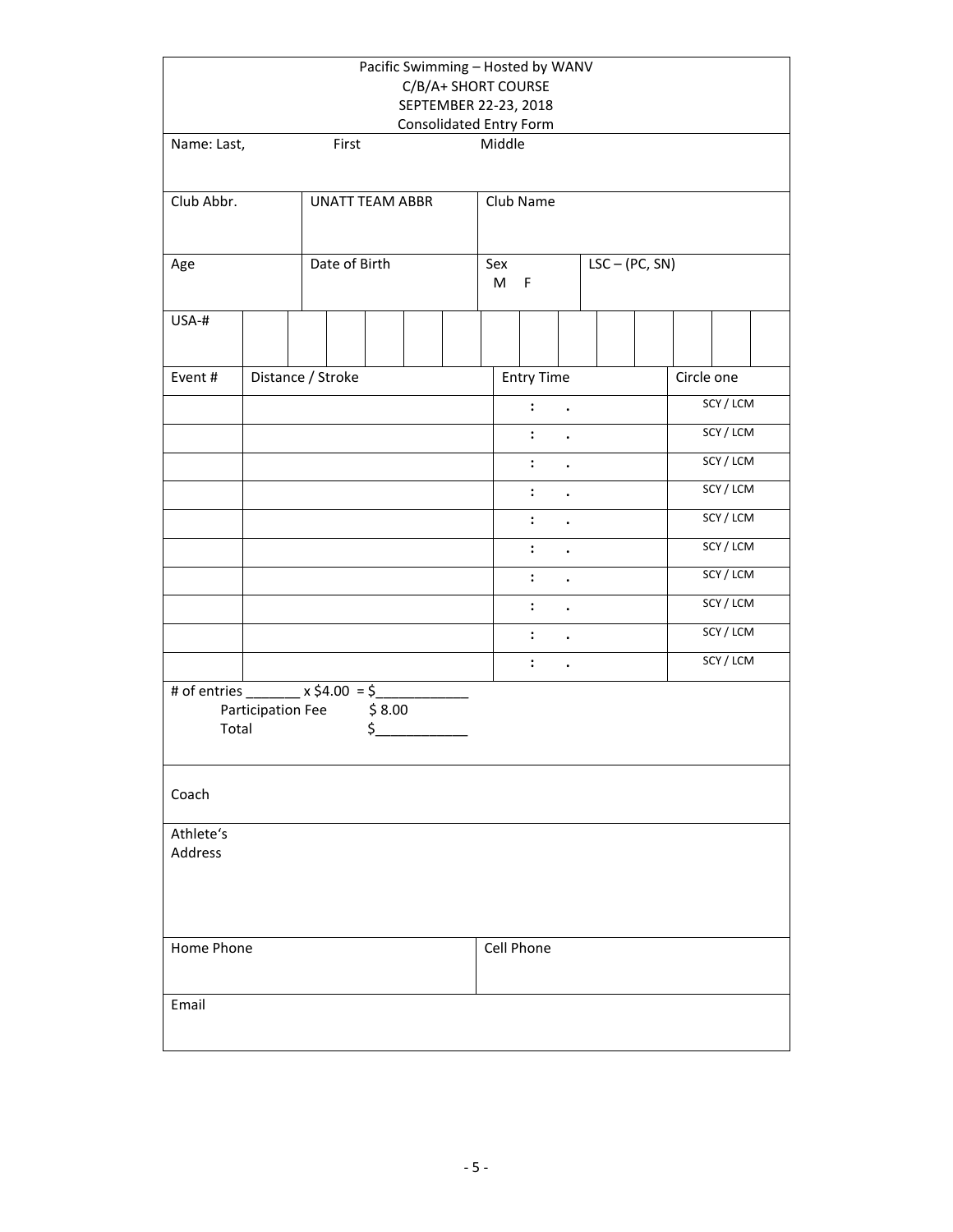Pacific Swimming – Hosted by WANV
C/B/A+ SHORT COURSE
SEPTEMBER 22-23, 2018
Consolidated Entry Form

| Name: Last, | First | Middle | |
|---|---|---|---|
| Club Abbr. | UNATT TEAM ABBR | Club Name | |
| Age | Date of Birth | Sex M F | LSC – (PC, SN) |

| USA-# | | | | | | | | | | | | | | |
|---|---|---|---|---|---|---|---|---|---|---|---|---|---|---|
| | | | | | | | | | | | | | | |

| Event # | Distance / Stroke | Entry Time | Circle one |
|---|---|---|---|
| | | : . | SCY / LCM |
| | | : . | SCY / LCM |
| | | : . | SCY / LCM |
| | | : . | SCY / LCM |
| | | : . | SCY / LCM |
| | | : . | SCY / LCM |
| | | : . | SCY / LCM |
| | | : . | SCY / LCM |
| | | : . | SCY / LCM |
| | | : . | SCY / LCM |

# of entries _______ x $4.00 = $____________
Participation Fee $ 8.00
Total $____________

| | |
|---|---|
| Coach | |
| Athlete's Address | |
| Home Phone | Cell Phone |
| Email | |